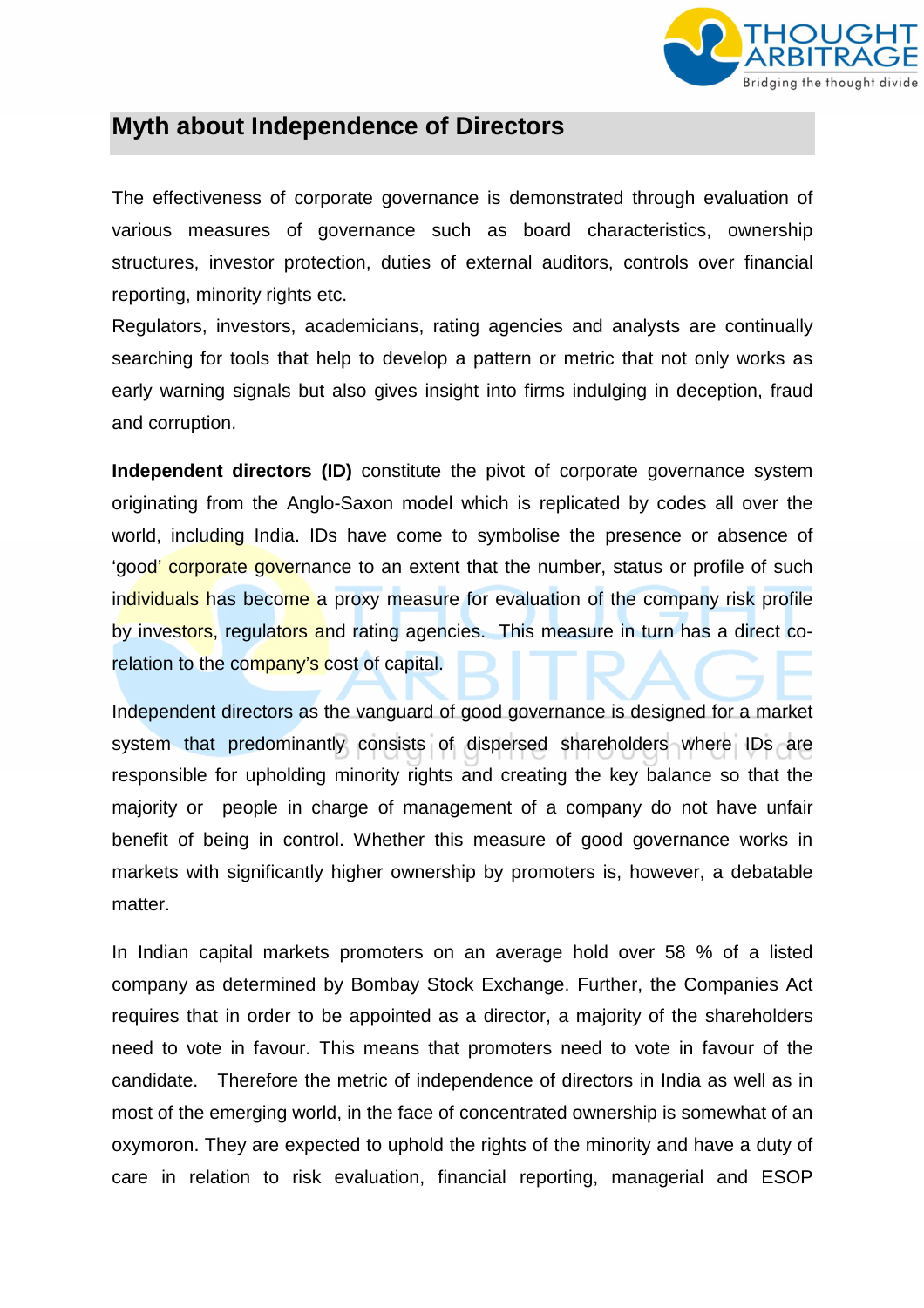# Myth about Independence of Directors

The effectiveness of corporate governance is demonstrated through evaluation of various measures of governance such as board characteristics, ownership structures, investor protection, duties of external auditors, controls over financial reporting, minority rights etc.

Regulators, investors, academicians, rating agencies and analysts are continually searching for tools that help to develop a pattern or metric that not only works as early warning signals but also gives insight into firms indulging in deception, fraud and corruption.

**Independent directors (ID)** constitute the pivot of corporate governance system originating from the Anglo-Saxon model which is replicated by codes all over the world, including India. IDs have come to symbolise the presence or absence of 'good' corporate governance to an extent that the number, status or profile of such individuals has become a proxy measure for evaluation of the company risk profile by investors, regulators and rating agencies. This measure in turn has a direct co-relation to the company's cost of capital.

Independent directors as the vanguard of good governance is designed for a market system that predominantly consists of dispersed shareholders where IDs are responsible for upholding minority rights and creating the key balance so that the majority or people in charge of management of a company do not have unfair benefit of being in control. Whether this measure of good governance works in markets with significantly higher ownership by promoters is, however, a debatable matter.

In Indian capital markets promoters on an average hold over 58 % of a listed company as determined by Bombay Stock Exchange. Further, the Companies Act requires that in order to be appointed as a director, a majority of the shareholders need to vote in favour. This means that promoters need to vote in favour of the candidate. Therefore the metric of independence of directors in India as well as in most of the emerging world, in the face of concentrated ownership is somewhat of an oxymoron. They are expected to uphold the rights of the minority and have a duty of care in relation to risk evaluation, financial reporting, managerial and ESOP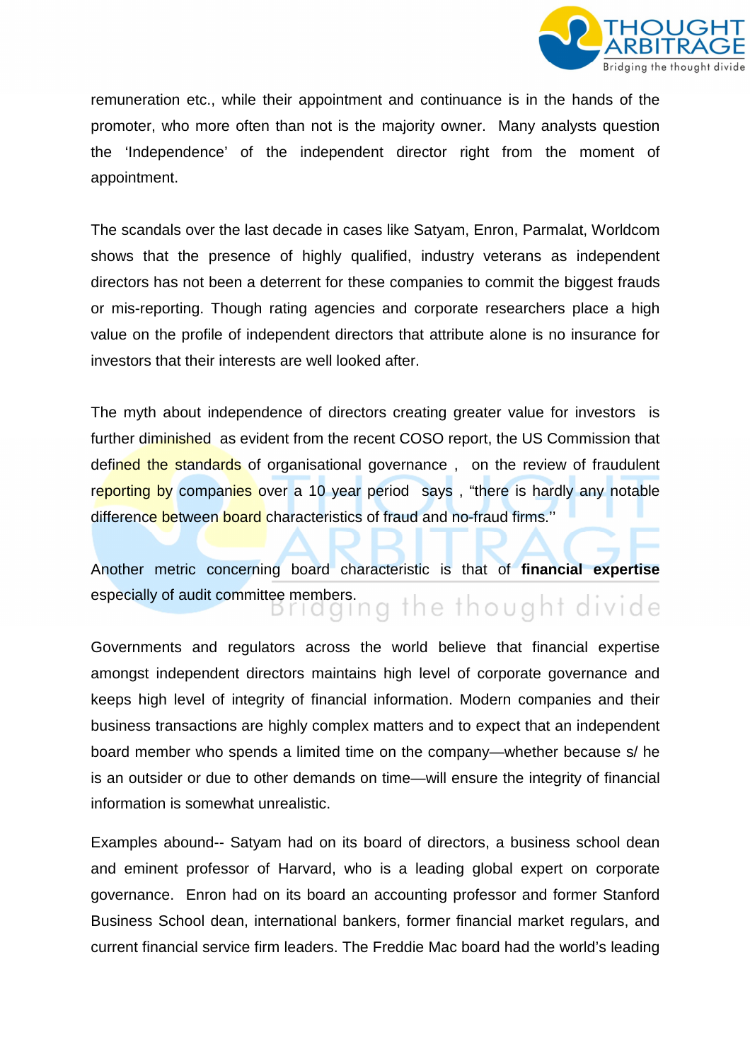remuneration etc., while their appointment and continuance is in the hands of the promoter, who more often than not is the majority owner. Many analysts question the 'Independence' of the independent director right from the moment of appointment.

The scandals over the last decade in cases like Satyam, Enron, Parmalat, Worldcom shows that the presence of highly qualified, industry veterans as independent directors has not been a deterrent for these companies to commit the biggest frauds or mis-reporting. Though rating agencies and corporate researchers place a high value on the profile of independent directors that attribute alone is no insurance for investors that their interests are well looked after.

The myth about independence of directors creating greater value for investors is further diminished as evident from the recent COSO report, the US Commission that defined the standards of organisational governance , on the review of fraudulent reporting by companies over a 10 year period says , "there is hardly any notable difference between board characteristics of fraud and no-fraud firms.''

Another metric concerning board characteristic is that of **financial expertise** especially of audit committee members.

Governments and regulators across the world believe that financial expertise amongst independent directors maintains high level of corporate governance and keeps high level of integrity of financial information. Modern companies and their business transactions are highly complex matters and to expect that an independent board member who spends a limited time on the company—whether because s/ he is an outsider or due to other demands on time—will ensure the integrity of financial information is somewhat unrealistic.

Examples abound-- Satyam had on its board of directors, a business school dean and eminent professor of Harvard, who is a leading global expert on corporate governance. Enron had on its board an accounting professor and former Stanford Business School dean, international bankers, former financial market regulars, and current financial service firm leaders. The Freddie Mac board had the world's leading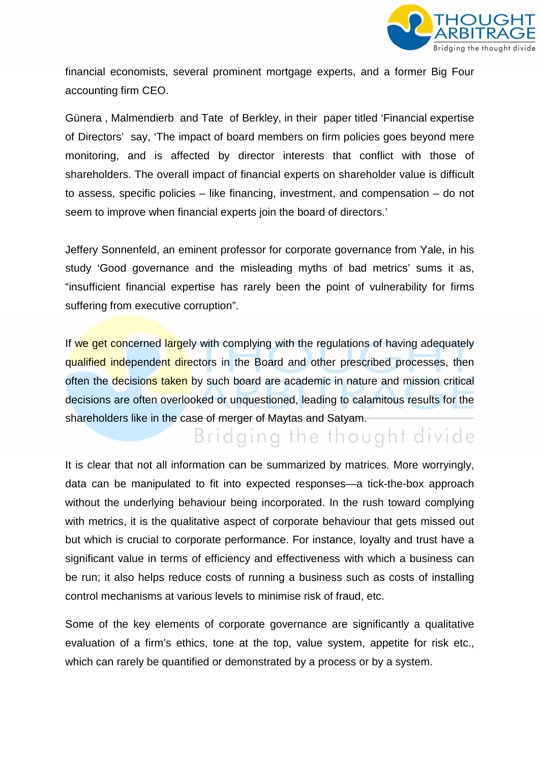financial economists, several prominent mortgage experts, and a former Big Four accounting firm CEO.

Günera , Malmendierb and Tate of Berkley, in their paper titled 'Financial expertise of Directors' say, 'The impact of board members on firm policies goes beyond mere monitoring, and is affected by director interests that conflict with those of shareholders. The overall impact of financial experts on shareholder value is difficult to assess, specific policies – like financing, investment, and compensation – do not seem to improve when financial experts join the board of directors.'

Jeffery Sonnenfeld, an eminent professor for corporate governance from Yale, in his study 'Good governance and the misleading myths of bad metrics' sums it as, "insufficient financial expertise has rarely been the point of vulnerability for firms suffering from executive corruption".

If we get concerned largely with complying with the regulations of having adequately qualified independent directors in the Board and other prescribed processes, then often the decisions taken by such board are academic in nature and mission critical decisions are often overlooked or unquestioned, leading to calamitous results for the shareholders like in the case of merger of Maytas and Satyam.

It is clear that not all information can be summarized by matrices. More worryingly, data can be manipulated to fit into expected responses—a tick-the-box approach without the underlying behaviour being incorporated. In the rush toward complying with metrics, it is the qualitative aspect of corporate behaviour that gets missed out but which is crucial to corporate performance. For instance, loyalty and trust have a significant value in terms of efficiency and effectiveness with which a business can be run; it also helps reduce costs of running a business such as costs of installing control mechanisms at various levels to minimise risk of fraud, etc.

Some of the key elements of corporate governance are significantly a qualitative evaluation of a firm's ethics, tone at the top, value system, appetite for risk etc., which can rarely be quantified or demonstrated by a process or by a system.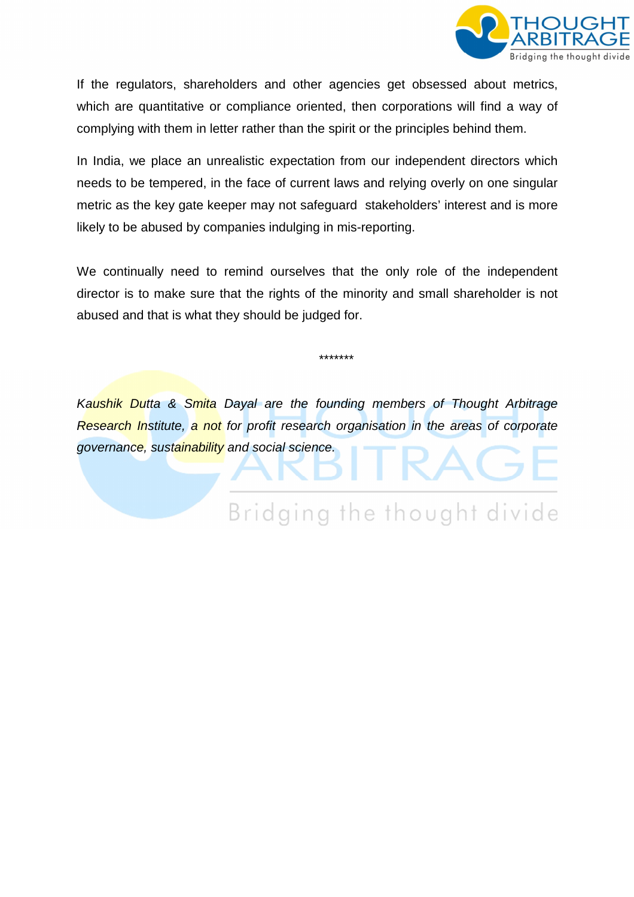If the regulators, shareholders and other agencies get obsessed about metrics, which are quantitative or compliance oriented, then corporations will find a way of complying with them in letter rather than the spirit or the principles behind them.

In India, we place an unrealistic expectation from our independent directors which needs to be tempered, in the face of current laws and relying overly on one singular metric as the key gate keeper may not safeguard stakeholders' interest and is more likely to be abused by companies indulging in mis-reporting.

We continually need to remind ourselves that the only role of the independent director is to make sure that the rights of the minority and small shareholder is not abused and that is what they should be judged for.

*******

*Kaushik Dutta & Smita Dayal are the founding members of Thought Arbitrage Research Institute, a not for profit research organisation in the areas of corporate governance, sustainability and social science.*